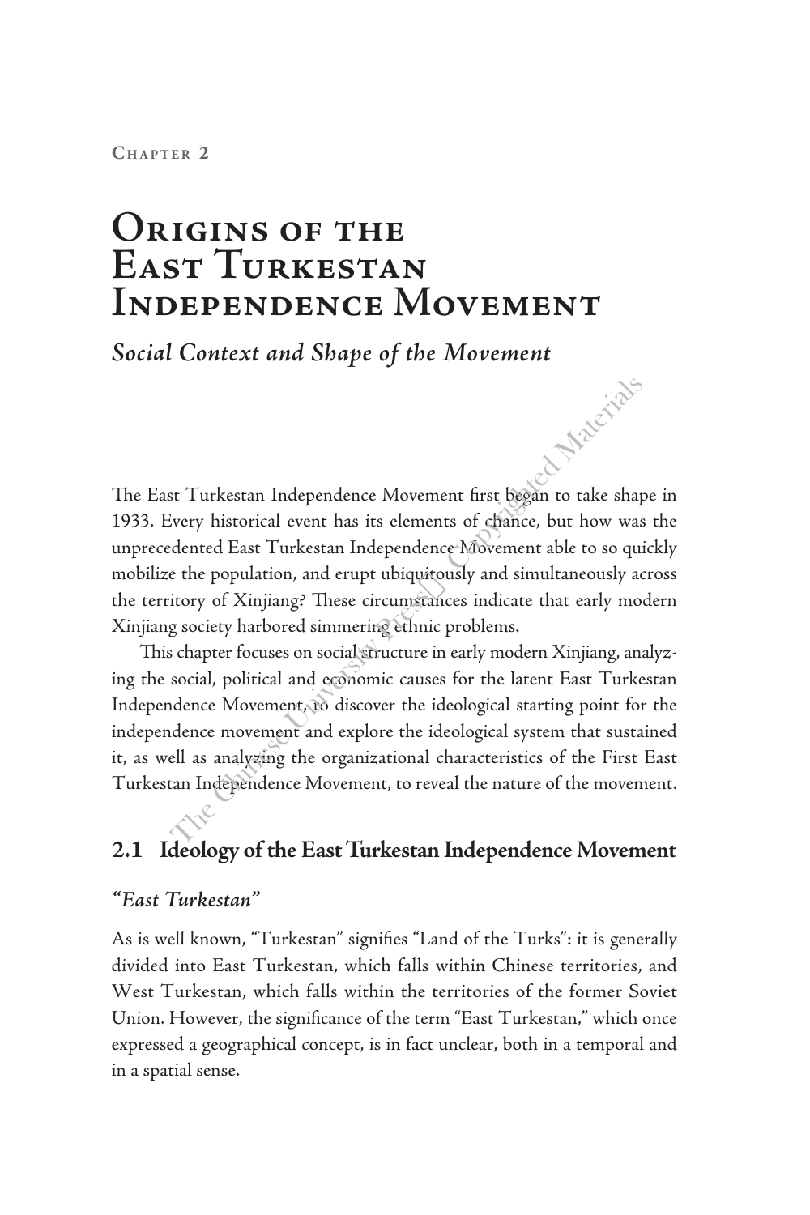Chapter 2

# Origins of the East Turkestan Independence Movement

*Social Context and Shape of the Movement*

The East Turkestan Independence Movement first began to take shape in 1933. Every historical event has its elements of chance, but how was the unprecedented East Turkestan Independence Movement able to so quickly mobilize the population, and erupt ubiquitously and simultaneously across the territory of Xinjiang? These circumstances indicate that early modern Xinjiang society harbored simmering ethnic problems.

This chapter focuses on social structure in early modern Xinjiang, analyzing the social, political and economic causes for the latent East Turkestan Independence Movement, to discover the ideological starting point for the independence movement and explore the ideological system that sustained it, as well as analyzing the organizational characteristics of the First East Turkestan Independence Movement, to reveal the nature of the movement.

## 2.1 Ideology of the East Turkestan Independence Movement

### *"East Turkestan"*

As is well known, "Turkestan" signifies "Land of the Turks": it is generally divided into East Turkestan, which falls within Chinese territories, and West Turkestan, which falls within the territories of the former Soviet Union. However, the significance of the term "East Turkestan," which once expressed a geographical concept, is in fact unclear, both in a temporal and in a spatial sense.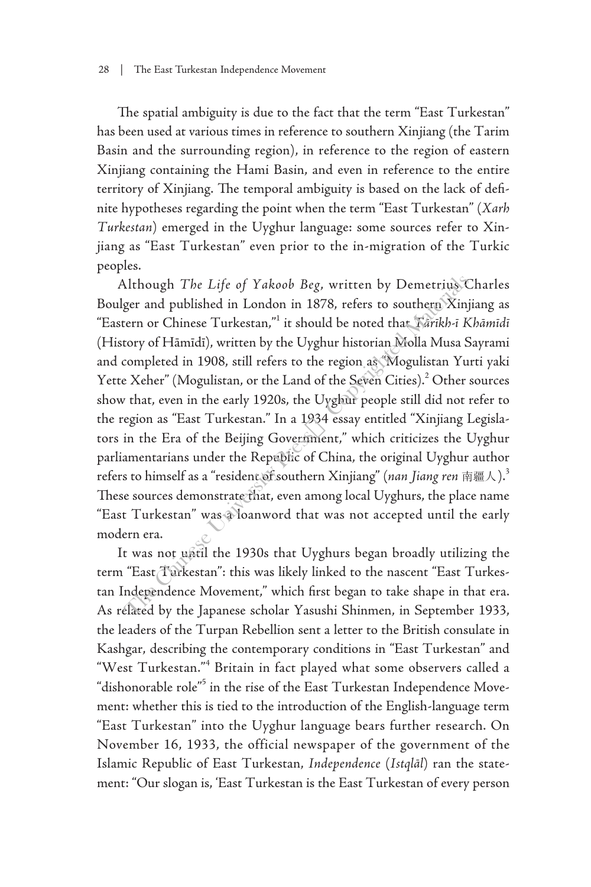The spatial ambiguity is due to the fact that the term "East Turkestan" has been used at various times in reference to southern Xinjiang (the Tarim Basin and the surrounding region), in reference to the region of eastern Xinjiang containing the Hami Basin, and even in reference to the entire territory of Xinjiang. The temporal ambiguity is based on the lack of definite hypotheses regarding the point when the term "East Turkestan" (*Xarh Turkestan*) emerged in the Uyghur language: some sources refer to Xinjiang as "East Turkestan" even prior to the in-migration of the Turkic peoples.

Although *The Life of Yakoob Beg*, written by Demetrius Charles Boulger and published in London in 1878, refers to southern Xinjiang as "Eastern or Chinese Turkestan,"[1] it should be noted that *Tārīkh-ī Khāmīdī* (History of Hāmīdī), written by the Uyghur historian Molla Musa Sayrami and completed in 1908, still refers to the region as "Mogulistan Yurti yaki Yette Xeher" (Mogulistan, or the Land of the Seven Cities).[2] Other sources show that, even in the early 1920s, the Uyghur people still did not refer to the region as "East Turkestan." In a 1934 essay entitled "Xinjiang Legislators in the Era of the Beijing Government," which criticizes the Uyghur parliamentarians under the Republic of China, the original Uyghur author refers to himself as a "resident of southern Xinjiang" (*nan Jiang ren* 南疆人).[3] These sources demonstrate that, even among local Uyghurs, the place name "East Turkestan" was a loanword that was not accepted until the early modern era.

It was not until the 1930s that Uyghurs began broadly utilizing the term "East Turkestan": this was likely linked to the nascent "East Turkestan Independence Movement," which first began to take shape in that era. As related by the Japanese scholar Yasushi Shinmen, in September 1933, the leaders of the Turpan Rebellion sent a letter to the British consulate in Kashgar, describing the contemporary conditions in "East Turkestan" and "West Turkestan."[4] Britain in fact played what some observers called a "dishonorable role"[5] in the rise of the East Turkestan Independence Movement: whether this is tied to the introduction of the English-language term "East Turkestan" into the Uyghur language bears further research. On November 16, 1933, the official newspaper of the government of the Islamic Republic of East Turkestan, *Independence* (*Istqlāl*) ran the statement: "Our slogan is, 'East Turkestan is the East Turkestan of every person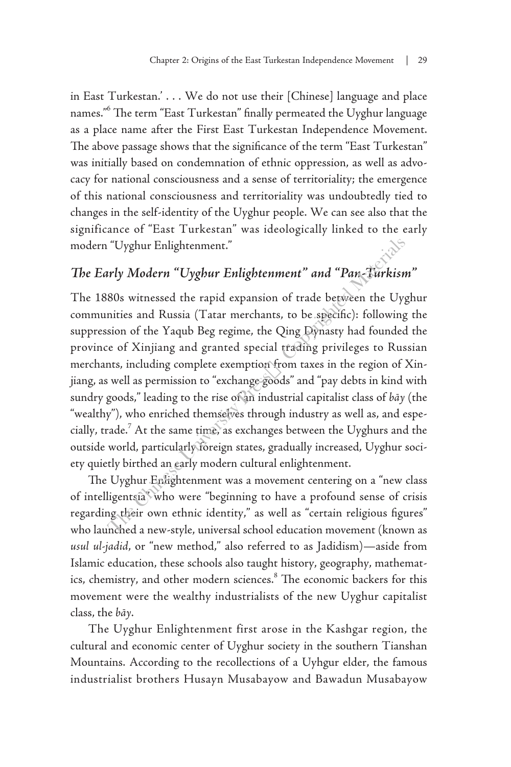in East Turkestan.' . . . We do not use their [Chinese] language and place names."[6] The term "East Turkestan" finally permeated the Uyghur language as a place name after the First East Turkestan Independence Movement. The above passage shows that the significance of the term "East Turkestan" was initially based on condemnation of ethnic oppression, as well as advocacy for national consciousness and a sense of territoriality; the emergence of this national consciousness and territoriality was undoubtedly tied to changes in the self-identity of the Uyghur people. We can see also that the significance of "East Turkestan" was ideologically linked to the early modern "Uyghur Enlightenment."

## *The Early Modern "Uyghur Enlightenment" and "Pan-Turkism"*

The 1880s witnessed the rapid expansion of trade between the Uyghur communities and Russia (Tatar merchants, to be specific): following the suppression of the Yaqub Beg regime, the Qing Dynasty had founded the province of Xinjiang and granted special trading privileges to Russian merchants, including complete exemption from taxes in the region of Xinjiang, as well as permission to "exchange goods" and "pay debts in kind with sundry goods," leading to the rise of an industrial capitalist class of *bāy* (the "wealthy"), who enriched themselves through industry as well as, and especially, trade.[7] At the same time, as exchanges between the Uyghurs and the outside world, particularly foreign states, gradually increased, Uyghur society quietly birthed an early modern cultural enlightenment.

The Uyghur Enlightenment was a movement centering on a "new class of intelligentsia" who were "beginning to have a profound sense of crisis regarding their own ethnic identity," as well as "certain religious figures" who launched a new-style, universal school education movement (known as *usul ul-jadid*, or "new method," also referred to as Jadidism)—aside from Islamic education, these schools also taught history, geography, mathematics, chemistry, and other modern sciences.[8] The economic backers for this movement were the wealthy industrialists of the new Uyghur capitalist class, the *bāy*.

The Uyghur Enlightenment first arose in the Kashgar region, the cultural and economic center of Uyghur society in the southern Tianshan Mountains. According to the recollections of a Uyhgur elder, the famous industrialist brothers Husayn Musabayow and Bawadun Musabayow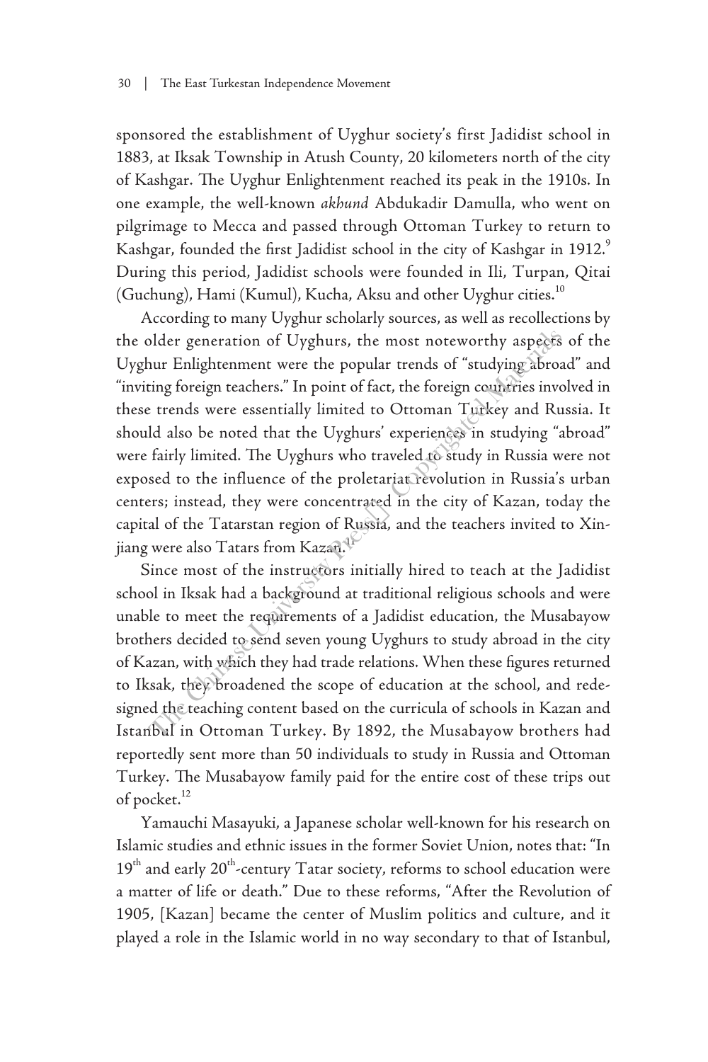sponsored the establishment of Uyghur society's first Jadidist school in 1883, at Iksak Township in Atush County, 20 kilometers north of the city of Kashgar. The Uyghur Enlightenment reached its peak in the 1910s. In one example, the well-known *akhund* Abdukadir Damulla, who went on pilgrimage to Mecca and passed through Ottoman Turkey to return to Kashgar, founded the first Jadidist school in the city of Kashgar in 1912.[9] During this period, Jadidist schools were founded in Ili, Turpan, Qitai (Guchung), Hami (Kumul), Kucha, Aksu and other Uyghur cities.[10]

According to many Uyghur scholarly sources, as well as recollections by the older generation of Uyghurs, the most noteworthy aspects of the Uyghur Enlightenment were the popular trends of "studying abroad" and "inviting foreign teachers." In point of fact, the foreign countries involved in these trends were essentially limited to Ottoman Turkey and Russia. It should also be noted that the Uyghurs' experiences in studying "abroad" were fairly limited. The Uyghurs who traveled to study in Russia were not exposed to the influence of the proletariat revolution in Russia's urban centers; instead, they were concentrated in the city of Kazan, today the capital of the Tatarstan region of Russia, and the teachers invited to Xinjiang were also Tatars from Kazan.[11]

Since most of the instructors initially hired to teach at the Jadidist school in Iksak had a background at traditional religious schools and were unable to meet the requirements of a Jadidist education, the Musabayow brothers decided to send seven young Uyghurs to study abroad in the city of Kazan, with which they had trade relations. When these figures returned to Iksak, they broadened the scope of education at the school, and redesigned the teaching content based on the curricula of schools in Kazan and Istanbul in Ottoman Turkey. By 1892, the Musabayow brothers had reportedly sent more than 50 individuals to study in Russia and Ottoman Turkey. The Musabayow family paid for the entire cost of these trips out of pocket.[12]

Yamauchi Masayuki, a Japanese scholar well-known for his research on Islamic studies and ethnic issues in the former Soviet Union, notes that: "In $19^{th}$ and early $20^{th}$-century Tatar society, reforms to school education were a matter of life or death." Due to these reforms, "After the Revolution of 1905, [Kazan] became the center of Muslim politics and culture, and it played a role in the Islamic world in no way secondary to that of Istanbul,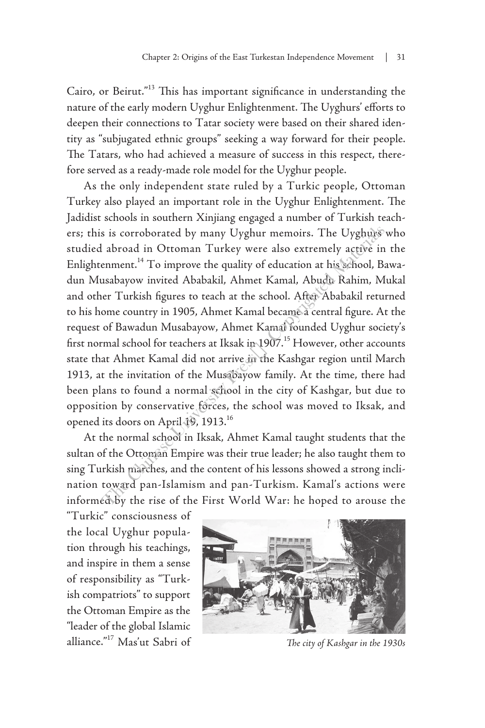Cairo, or Beirut."[13] This has important significance in understanding the nature of the early modern Uyghur Enlightenment. The Uyghurs' efforts to deepen their connections to Tatar society were based on their shared identity as "subjugated ethnic groups" seeking a way forward for their people. The Tatars, who had achieved a measure of success in this respect, therefore served as a ready-made role model for the Uyghur people.

As the only independent state ruled by a Turkic people, Ottoman Turkey also played an important role in the Uyghur Enlightenment. The Jadidist schools in southern Xinjiang engaged a number of Turkish teachers; this is corroborated by many Uyghur memoirs. The Uyghurs who studied abroad in Ottoman Turkey were also extremely active in the Enlightenment.[14] To improve the quality of education at his school, Bawadun Musabayow invited Ababakil, Ahmet Kamal, Abudu Rahim, Mukal and other Turkish figures to teach at the school. After Ababakil returned to his home country in 1905, Ahmet Kamal became a central figure. At the request of Bawadun Musabayow, Ahmet Kamal founded Uyghur society's first normal school for teachers at Iksak in 1907.[15] However, other accounts state that Ahmet Kamal did not arrive in the Kashgar region until March 1913, at the invitation of the Musabayow family. At the time, there had been plans to found a normal school in the city of Kashgar, but due to opposition by conservative forces, the school was moved to Iksak, and opened its doors on April 19, 1913.[16]

At the normal school in Iksak, Ahmet Kamal taught students that the sultan of the Ottoman Empire was their true leader; he also taught them to sing Turkish marches, and the content of his lessons showed a strong inclination toward pan-Islamism and pan-Turkism. Kamal's actions were informed by the rise of the First World War: he hoped to arouse the "Turkic" consciousness of the local Uyghur population through his teachings, and inspire in them a sense of responsibility as "Turkish compatriots" to support the Ottoman Empire as the "leader of the global Islamic alliance."[17] Mas'ut Sabri of

*The city of Kashgar in the 1930s*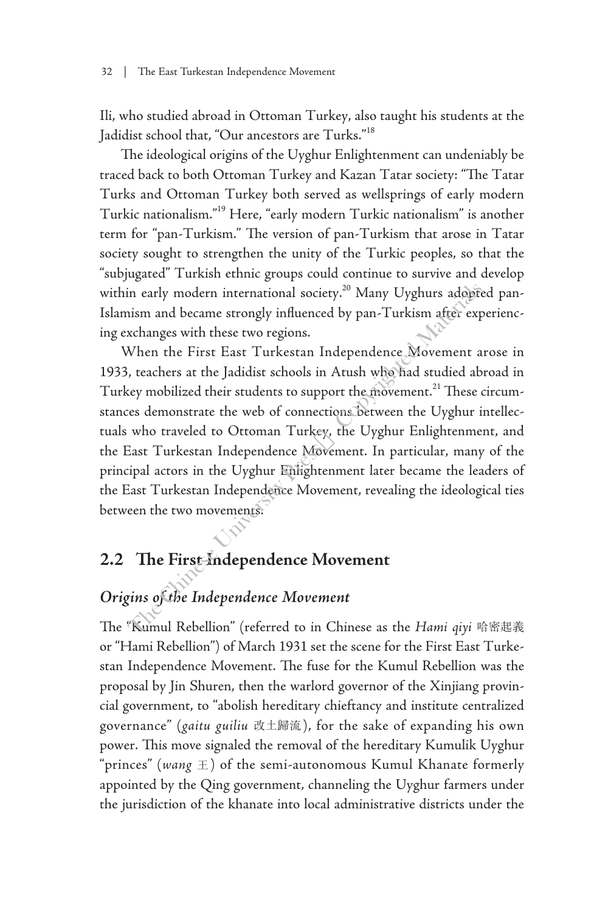Ili, who studied abroad in Ottoman Turkey, also taught his students at the Jadidist school that, "Our ancestors are Turks."[18]

The ideological origins of the Uyghur Enlightenment can undeniably be traced back to both Ottoman Turkey and Kazan Tatar society: "The Tatar Turks and Ottoman Turkey both served as wellsprings of early modern Turkic nationalism."[19] Here, "early modern Turkic nationalism" is another term for "pan-Turkism." The version of pan-Turkism that arose in Tatar society sought to strengthen the unity of the Turkic peoples, so that the "subjugated" Turkish ethnic groups could continue to survive and develop within early modern international society.[20] Many Uyghurs adopted pan-Islamism and became strongly influenced by pan-Turkism after experiencing exchanges with these two regions.

When the First East Turkestan Independence Movement arose in 1933, teachers at the Jadidist schools in Atush who had studied abroad in Turkey mobilized their students to support the movement.[21] These circumstances demonstrate the web of connections between the Uyghur intellectuals who traveled to Ottoman Turkey, the Uyghur Enlightenment, and the East Turkestan Independence Movement. In particular, many of the principal actors in the Uyghur Enlightenment later became the leaders of the East Turkestan Independence Movement, revealing the ideological ties between the two movements.

## 2.2 The First Independence Movement

### *Origins of the Independence Movement*

The "Kumul Rebellion" (referred to in Chinese as the *Hami qiyi* 哈密起義 or "Hami Rebellion") of March 1931 set the scene for the First East Turkestan Independence Movement. The fuse for the Kumul Rebellion was the proposal by Jin Shuren, then the warlord governor of the Xinjiang provincial government, to "abolish hereditary chieftancy and institute centralized governance" (*gaitu guiliu* 改土歸流), for the sake of expanding his own power. This move signaled the removal of the hereditary Kumulik Uyghur "princes" (*wang* 王) of the semi-autonomous Kumul Khanate formerly appointed by the Qing government, channeling the Uyghur farmers under the jurisdiction of the khanate into local administrative districts under the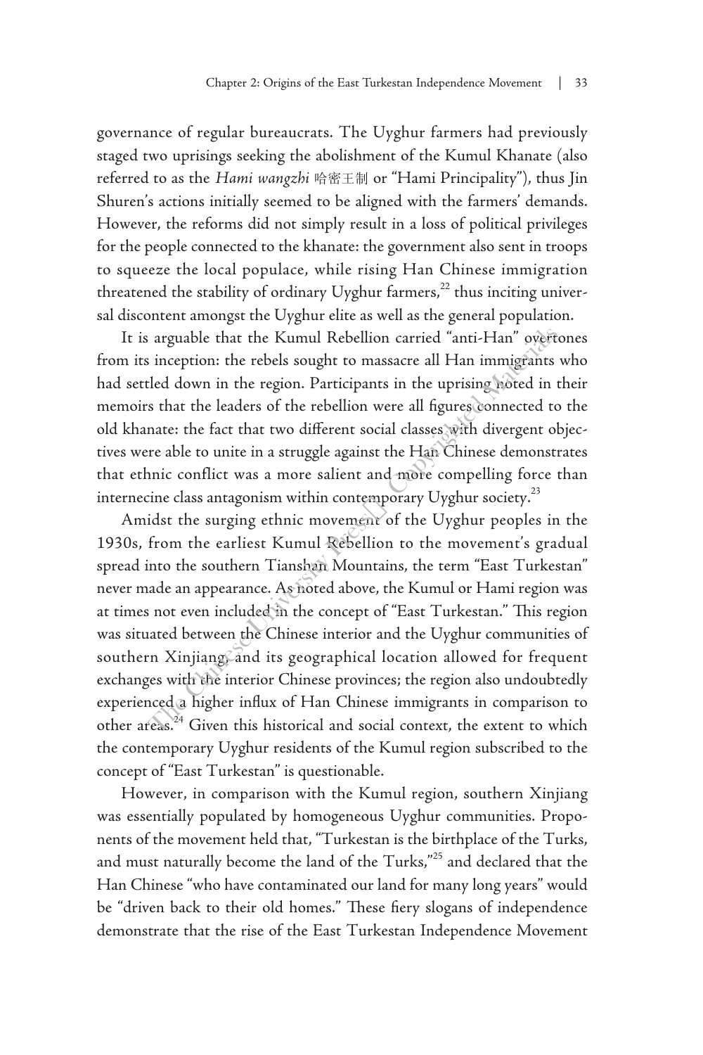governance of regular bureaucrats. The Uyghur farmers had previously staged two uprisings seeking the abolishment of the Kumul Khanate (also referred to as the *Hami wangzhi* 哈密王制 or "Hami Principality"), thus Jin Shuren's actions initially seemed to be aligned with the farmers' demands. However, the reforms did not simply result in a loss of political privileges for the people connected to the khanate: the government also sent in troops to squeeze the local populace, while rising Han Chinese immigration threatened the stability of ordinary Uyghur farmers,[22] thus inciting universal discontent amongst the Uyghur elite as well as the general population.

It is arguable that the Kumul Rebellion carried "anti-Han" overtones from its inception: the rebels sought to massacre all Han immigrants who had settled down in the region. Participants in the uprising noted in their memoirs that the leaders of the rebellion were all figures connected to the old khanate: the fact that two different social classes with divergent objectives were able to unite in a struggle against the Han Chinese demonstrates that ethnic conflict was a more salient and more compelling force than internecine class antagonism within contemporary Uyghur society.[23]

Amidst the surging ethnic movement of the Uyghur peoples in the 1930s, from the earliest Kumul Rebellion to the movement's gradual spread into the southern Tianshan Mountains, the term "East Turkestan" never made an appearance. As noted above, the Kumul or Hami region was at times not even included in the concept of "East Turkestan." This region was situated between the Chinese interior and the Uyghur communities of southern Xinjiang, and its geographical location allowed for frequent exchanges with the interior Chinese provinces; the region also undoubtedly experienced a higher influx of Han Chinese immigrants in comparison to other areas.[24] Given this historical and social context, the extent to which the contemporary Uyghur residents of the Kumul region subscribed to the concept of "East Turkestan" is questionable.

However, in comparison with the Kumul region, southern Xinjiang was essentially populated by homogeneous Uyghur communities. Proponents of the movement held that, "Turkestan is the birthplace of the Turks, and must naturally become the land of the Turks,"[25] and declared that the Han Chinese "who have contaminated our land for many long years" would be "driven back to their old homes." These fiery slogans of independence demonstrate that the rise of the East Turkestan Independence Movement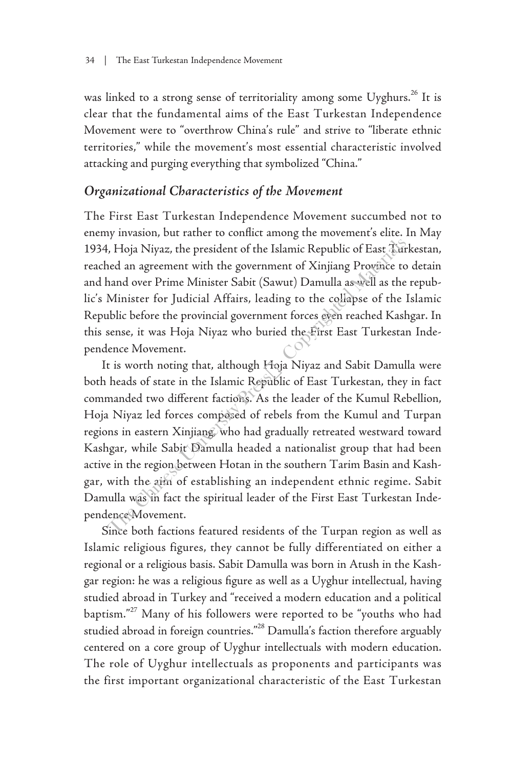was linked to a strong sense of territoriality among some Uyghurs.[26] It is clear that the fundamental aims of the East Turkestan Independence Movement were to "overthrow China's rule" and strive to "liberate ethnic territories," while the movement's most essential characteristic involved attacking and purging everything that symbolized "China."

## *Organizational Characteristics of the Movement*

The First East Turkestan Independence Movement succumbed not to enemy invasion, but rather to conflict among the movement's elite. In May 1934, Hoja Niyaz, the president of the Islamic Republic of East Turkestan, reached an agreement with the government of Xinjiang Province to detain and hand over Prime Minister Sabit (Sawut) Damulla as well as the republic's Minister for Judicial Affairs, leading to the collapse of the Islamic Republic before the provincial government forces even reached Kashgar. In this sense, it was Hoja Niyaz who buried the First East Turkestan Independence Movement.

It is worth noting that, although Hoja Niyaz and Sabit Damulla were both heads of state in the Islamic Republic of East Turkestan, they in fact commanded two different factions. As the leader of the Kumul Rebellion, Hoja Niyaz led forces composed of rebels from the Kumul and Turpan regions in eastern Xinjiang, who had gradually retreated westward toward Kashgar, while Sabit Damulla headed a nationalist group that had been active in the region between Hotan in the southern Tarim Basin and Kashgar, with the aim of establishing an independent ethnic regime. Sabit Damulla was in fact the spiritual leader of the First East Turkestan Independence Movement.

Since both factions featured residents of the Turpan region as well as Islamic religious figures, they cannot be fully differentiated on either a regional or a religious basis. Sabit Damulla was born in Atush in the Kashgar region: he was a religious figure as well as a Uyghur intellectual, having studied abroad in Turkey and "received a modern education and a political baptism."[27] Many of his followers were reported to be "youths who had studied abroad in foreign countries."[28] Damulla's faction therefore arguably centered on a core group of Uyghur intellectuals with modern education. The role of Uyghur intellectuals as proponents and participants was the first important organizational characteristic of the East Turkestan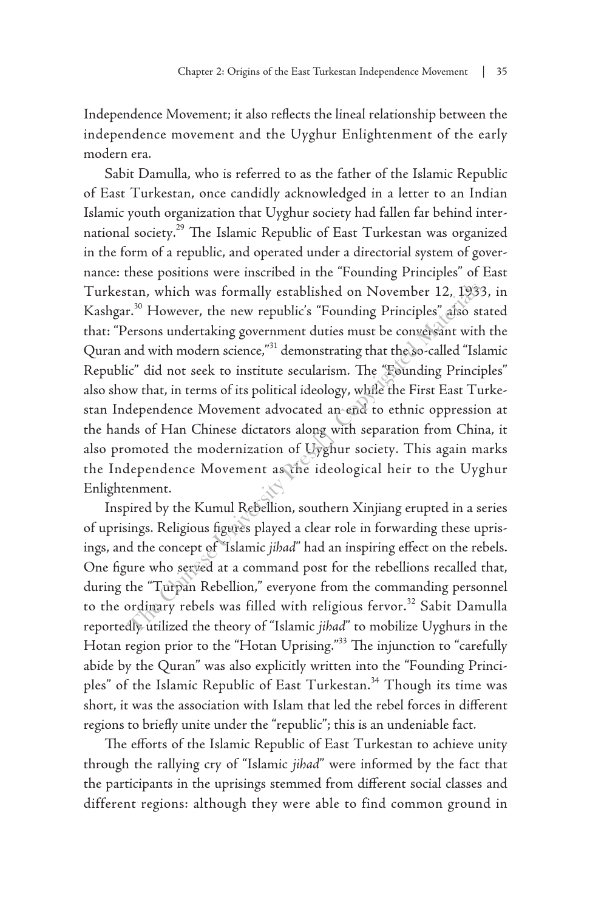Independence Movement; it also reflects the lineal relationship between the independence movement and the Uyghur Enlightenment of the early modern era.

Sabit Damulla, who is referred to as the father of the Islamic Republic of East Turkestan, once candidly acknowledged in a letter to an Indian Islamic youth organization that Uyghur society had fallen far behind international society.[29] The Islamic Republic of East Turkestan was organized in the form of a republic, and operated under a directorial system of governance: these positions were inscribed in the "Founding Principles" of East Turkestan, which was formally established on November 12, 1933, in Kashgar.[30] However, the new republic's "Founding Principles" also stated that: "Persons undertaking government duties must be conversant with the Quran and with modern science,"[31] demonstrating that the so-called "Islamic Republic" did not seek to institute secularism. The "Founding Principles" also show that, in terms of its political ideology, while the First East Turkestan Independence Movement advocated an end to ethnic oppression at the hands of Han Chinese dictators along with separation from China, it also promoted the modernization of Uyghur society. This again marks the Independence Movement as the ideological heir to the Uyghur Enlightenment.

Inspired by the Kumul Rebellion, southern Xinjiang erupted in a series of uprisings. Religious figures played a clear role in forwarding these uprisings, and the concept of "Islamic *jihad*" had an inspiring effect on the rebels. One figure who served at a command post for the rebellions recalled that, during the "Turpan Rebellion," everyone from the commanding personnel to the ordinary rebels was filled with religious fervor.[32] Sabit Damulla reportedly utilized the theory of "Islamic *jihad*" to mobilize Uyghurs in the Hotan region prior to the "Hotan Uprising."[33] The injunction to "carefully abide by the Quran" was also explicitly written into the "Founding Principles" of the Islamic Republic of East Turkestan.[34] Though its time was short, it was the association with Islam that led the rebel forces in different regions to briefly unite under the "republic"; this is an undeniable fact.

The efforts of the Islamic Republic of East Turkestan to achieve unity through the rallying cry of "Islamic *jihad*" were informed by the fact that the participants in the uprisings stemmed from different social classes and different regions: although they were able to find common ground in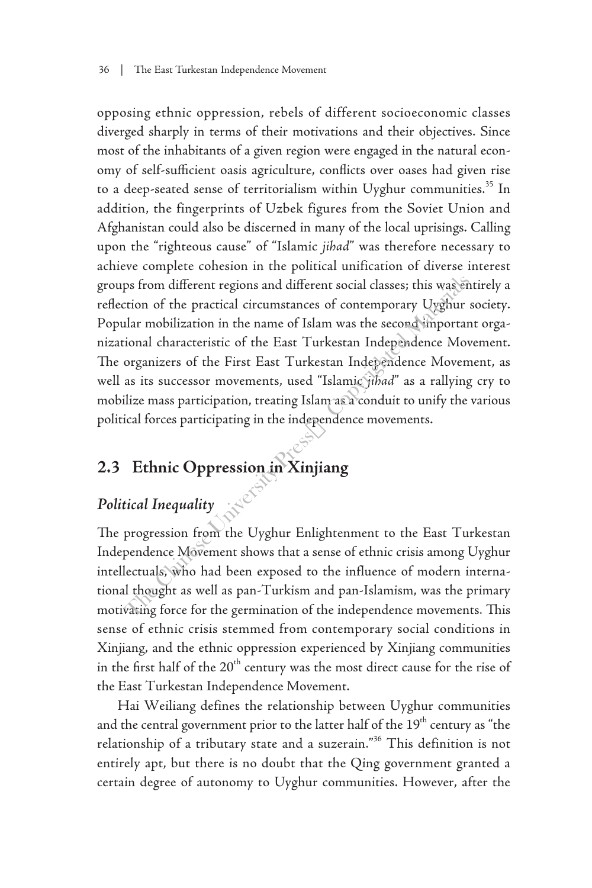opposing ethnic oppression, rebels of different socioeconomic classes diverged sharply in terms of their motivations and their objectives. Since most of the inhabitants of a given region were engaged in the natural economy of self-sufficient oasis agriculture, conflicts over oases had given rise to a deep-seated sense of territorialism within Uyghur communities.[35] In addition, the fingerprints of Uzbek figures from the Soviet Union and Afghanistan could also be discerned in many of the local uprisings. Calling upon the "righteous cause" of "Islamic *jihad*" was therefore necessary to achieve complete cohesion in the political unification of diverse interest groups from different regions and different social classes; this was entirely a reflection of the practical circumstances of contemporary Uyghur society. Popular mobilization in the name of Islam was the second important organizational characteristic of the East Turkestan Independence Movement. The organizers of the First East Turkestan Independence Movement, as well as its successor movements, used "Islamic *jihad*" as a rallying cry to mobilize mass participation, treating Islam as a conduit to unify the various political forces participating in the independence movements.

## 2.3 Ethnic Oppression in Xinjiang

### *Political Inequality*

The progression from the Uyghur Enlightenment to the East Turkestan Independence Movement shows that a sense of ethnic crisis among Uyghur intellectuals, who had been exposed to the influence of modern international thought as well as pan-Turkism and pan-Islamism, was the primary motivating force for the germination of the independence movements. This sense of ethnic crisis stemmed from contemporary social conditions in Xinjiang, and the ethnic oppression experienced by Xinjiang communities in the first half of the $20^{th}$ century was the most direct cause for the rise of the East Turkestan Independence Movement.

Hai Weiliang defines the relationship between Uyghur communities and the central government prior to the latter half of the $19^{th}$ century as "the relationship of a tributary state and a suzerain."[36] This definition is not entirely apt, but there is no doubt that the Qing government granted a certain degree of autonomy to Uyghur communities. However, after the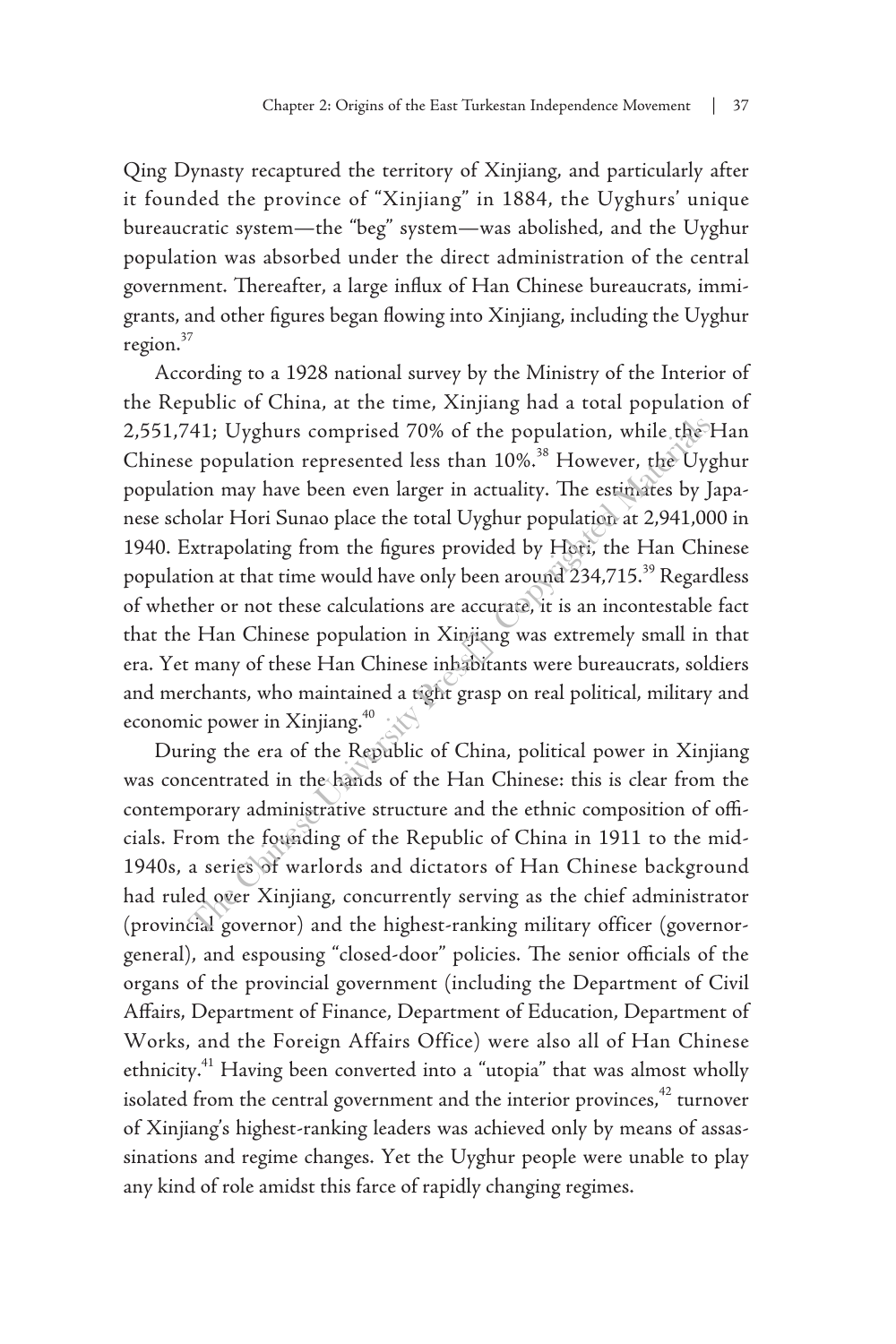Qing Dynasty recaptured the territory of Xinjiang, and particularly after it founded the province of "Xinjiang" in 1884, the Uyghurs' unique bureaucratic system—the "beg" system—was abolished, and the Uyghur population was absorbed under the direct administration of the central government. Thereafter, a large influx of Han Chinese bureaucrats, immigrants, and other figures began flowing into Xinjiang, including the Uyghur region.[37]

According to a 1928 national survey by the Ministry of the Interior of the Republic of China, at the time, Xinjiang had a total population of 2,551,741; Uyghurs comprised 70% of the population, while the Han Chinese population represented less than 10%.[38] However, the Uyghur population may have been even larger in actuality. The estimates by Japanese scholar Hori Sunao place the total Uyghur population at 2,941,000 in 1940. Extrapolating from the figures provided by Hori, the Han Chinese population at that time would have only been around 234,715.[39] Regardless of whether or not these calculations are accurate, it is an incontestable fact that the Han Chinese population in Xinjiang was extremely small in that era. Yet many of these Han Chinese inhabitants were bureaucrats, soldiers and merchants, who maintained a tight grasp on real political, military and economic power in Xinjiang.[40]

During the era of the Republic of China, political power in Xinjiang was concentrated in the hands of the Han Chinese: this is clear from the contemporary administrative structure and the ethnic composition of officials. From the founding of the Republic of China in 1911 to the mid-1940s, a series of warlords and dictators of Han Chinese background had ruled over Xinjiang, concurrently serving as the chief administrator (provincial governor) and the highest-ranking military officer (governor-general), and espousing "closed-door" policies. The senior officials of the organs of the provincial government (including the Department of Civil Affairs, Department of Finance, Department of Education, Department of Works, and the Foreign Affairs Office) were also all of Han Chinese ethnicity.[41] Having been converted into a "utopia" that was almost wholly isolated from the central government and the interior provinces,[42] turnover of Xinjiang's highest-ranking leaders was achieved only by means of assassinations and regime changes. Yet the Uyghur people were unable to play any kind of role amidst this farce of rapidly changing regimes.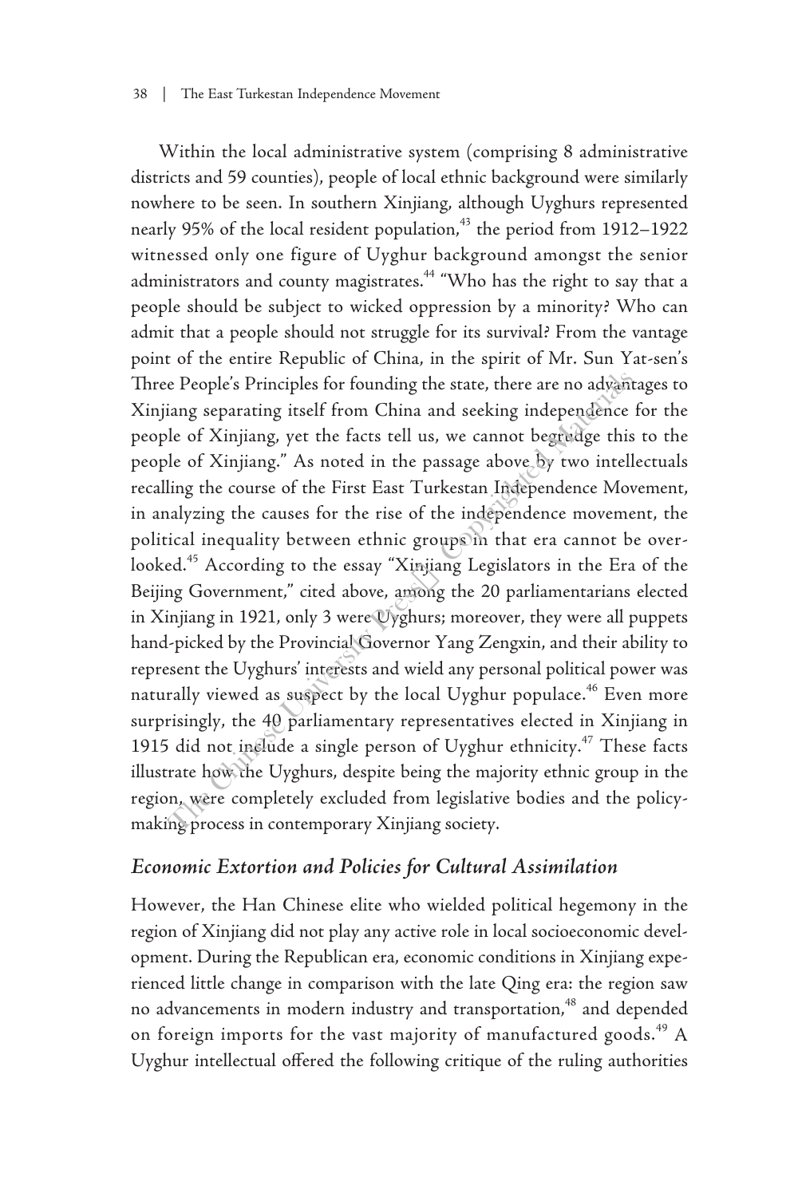Within the local administrative system (comprising 8 administrative districts and 59 counties), people of local ethnic background were similarly nowhere to be seen. In southern Xinjiang, although Uyghurs represented nearly 95% of the local resident population,[43] the period from 1912–1922 witnessed only one figure of Uyghur background amongst the senior administrators and county magistrates.[44] "Who has the right to say that a people should be subject to wicked oppression by a minority? Who can admit that a people should not struggle for its survival? From the vantage point of the entire Republic of China, in the spirit of Mr. Sun Yat-sen's Three People's Principles for founding the state, there are no advantages to Xinjiang separating itself from China and seeking independence for the people of Xinjiang, yet the facts tell us, we cannot begrudge this to the people of Xinjiang." As noted in the passage above by two intellectuals recalling the course of the First East Turkestan Independence Movement, in analyzing the causes for the rise of the independence movement, the political inequality between ethnic groups in that era cannot be overlooked.[45] According to the essay "Xinjiang Legislators in the Era of the Beijing Government," cited above, among the 20 parliamentarians elected in Xinjiang in 1921, only 3 were Uyghurs; moreover, they were all puppets hand-picked by the Provincial Governor Yang Zengxin, and their ability to represent the Uyghurs' interests and wield any personal political power was naturally viewed as suspect by the local Uyghur populace.[46] Even more surprisingly, the 40 parliamentary representatives elected in Xinjiang in 1915 did not include a single person of Uyghur ethnicity.[47] These facts illustrate how the Uyghurs, despite being the majority ethnic group in the region, were completely excluded from legislative bodies and the policy-making process in contemporary Xinjiang society.

### *Economic Extortion and Policies for Cultural Assimilation*

However, the Han Chinese elite who wielded political hegemony in the region of Xinjiang did not play any active role in local socioeconomic development. During the Republican era, economic conditions in Xinjiang experienced little change in comparison with the late Qing era: the region saw no advancements in modern industry and transportation,[48] and depended on foreign imports for the vast majority of manufactured goods.[49] A Uyghur intellectual offered the following critique of the ruling authorities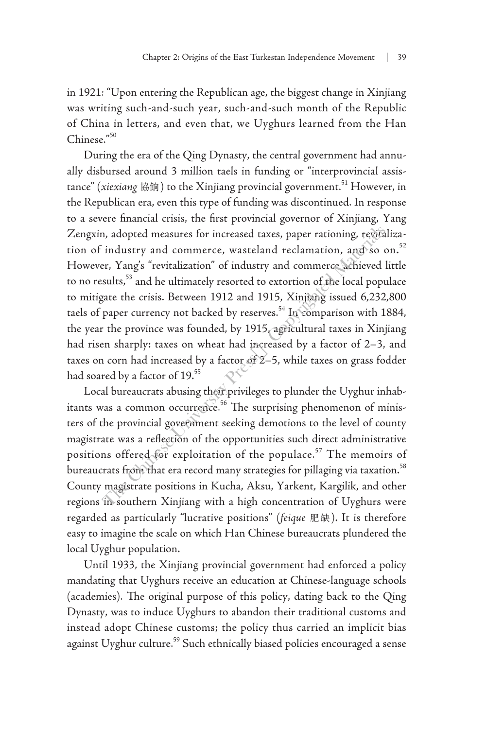in 1921: "Upon entering the Republican age, the biggest change in Xinjiang was writing such-and-such year, such-and-such month of the Republic of China in letters, and even that, we Uyghurs learned from the Han Chinese."[50]

During the era of the Qing Dynasty, the central government had annually disbursed around 3 million taels in funding or "interprovincial assistance" (*xiexiang* 協餉) to the Xinjiang provincial government.[51] However, in the Republican era, even this type of funding was discontinued. In response to a severe financial crisis, the first provincial governor of Xinjiang, Yang Zengxin, adopted measures for increased taxes, paper rationing, revitalization of industry and commerce, wasteland reclamation, and so on.[52] However, Yang's "revitalization" of industry and commerce achieved little to no results,[53] and he ultimately resorted to extortion of the local populace to mitigate the crisis. Between 1912 and 1915, Xinjiang issued 6,232,800 taels of paper currency not backed by reserves.[54] In comparison with 1884, the year the province was founded, by 1915, agricultural taxes in Xinjiang had risen sharply: taxes on wheat had increased by a factor of 2–3, and taxes on corn had increased by a factor of 2–5, while taxes on grass fodder had soared by a factor of 19.[55]

Local bureaucrats abusing their privileges to plunder the Uyghur inhabitants was a common occurrence.[56] The surprising phenomenon of ministers of the provincial government seeking demotions to the level of county magistrate was a reflection of the opportunities such direct administrative positions offered for exploitation of the populace.[57] The memoirs of bureaucrats from that era record many strategies for pillaging via taxation.[58] County magistrate positions in Kucha, Aksu, Yarkent, Kargilik, and other regions in southern Xinjiang with a high concentration of Uyghurs were regarded as particularly "lucrative positions" (*feique* 肥缺). It is therefore easy to imagine the scale on which Han Chinese bureaucrats plundered the local Uyghur population.

Until 1933, the Xinjiang provincial government had enforced a policy mandating that Uyghurs receive an education at Chinese-language schools (academies). The original purpose of this policy, dating back to the Qing Dynasty, was to induce Uyghurs to abandon their traditional customs and instead adopt Chinese customs; the policy thus carried an implicit bias against Uyghur culture.[59] Such ethnically biased policies encouraged a sense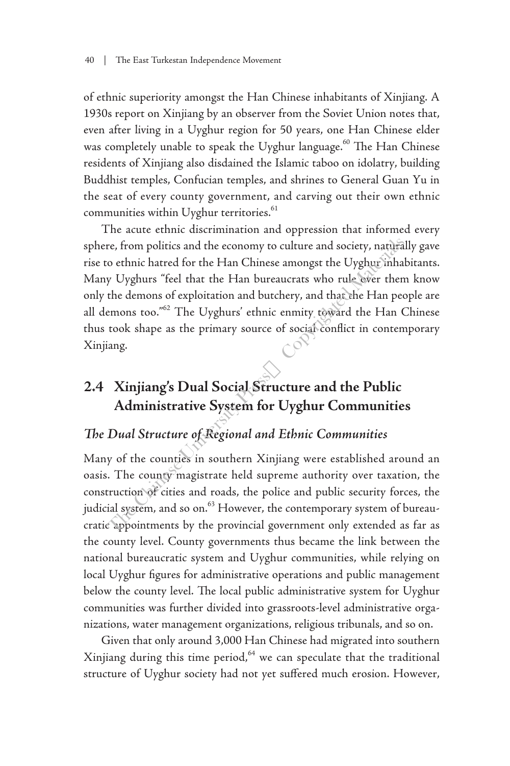of ethnic superiority amongst the Han Chinese inhabitants of Xinjiang. A 1930s report on Xinjiang by an observer from the Soviet Union notes that, even after living in a Uyghur region for 50 years, one Han Chinese elder was completely unable to speak the Uyghur language.[60] The Han Chinese residents of Xinjiang also disdained the Islamic taboo on idolatry, building Buddhist temples, Confucian temples, and shrines to General Guan Yu in the seat of every county government, and carving out their own ethnic communities within Uyghur territories.[61]

The acute ethnic discrimination and oppression that informed every sphere, from politics and the economy to culture and society, naturally gave rise to ethnic hatred for the Han Chinese amongst the Uyghur inhabitants. Many Uyghurs "feel that the Han bureaucrats who rule over them know only the demons of exploitation and butchery, and that the Han people are all demons too."[62] The Uyghurs' ethnic enmity toward the Han Chinese thus took shape as the primary source of social conflict in contemporary Xinjiang.

## 2.4 Xinjiang's Dual Social Structure and the Public Administrative System for Uyghur Communities

### *The Dual Structure of Regional and Ethnic Communities*

Many of the counties in southern Xinjiang were established around an oasis. The county magistrate held supreme authority over taxation, the construction of cities and roads, the police and public security forces, the judicial system, and so on.[63] However, the contemporary system of bureaucratic appointments by the provincial government only extended as far as the county level. County governments thus became the link between the national bureaucratic system and Uyghur communities, while relying on local Uyghur figures for administrative operations and public management below the county level. The local public administrative system for Uyghur communities was further divided into grassroots-level administrative organizations, water management organizations, religious tribunals, and so on.

Given that only around 3,000 Han Chinese had migrated into southern Xinjiang during this time period,[64] we can speculate that the traditional structure of Uyghur society had not yet suffered much erosion. However,